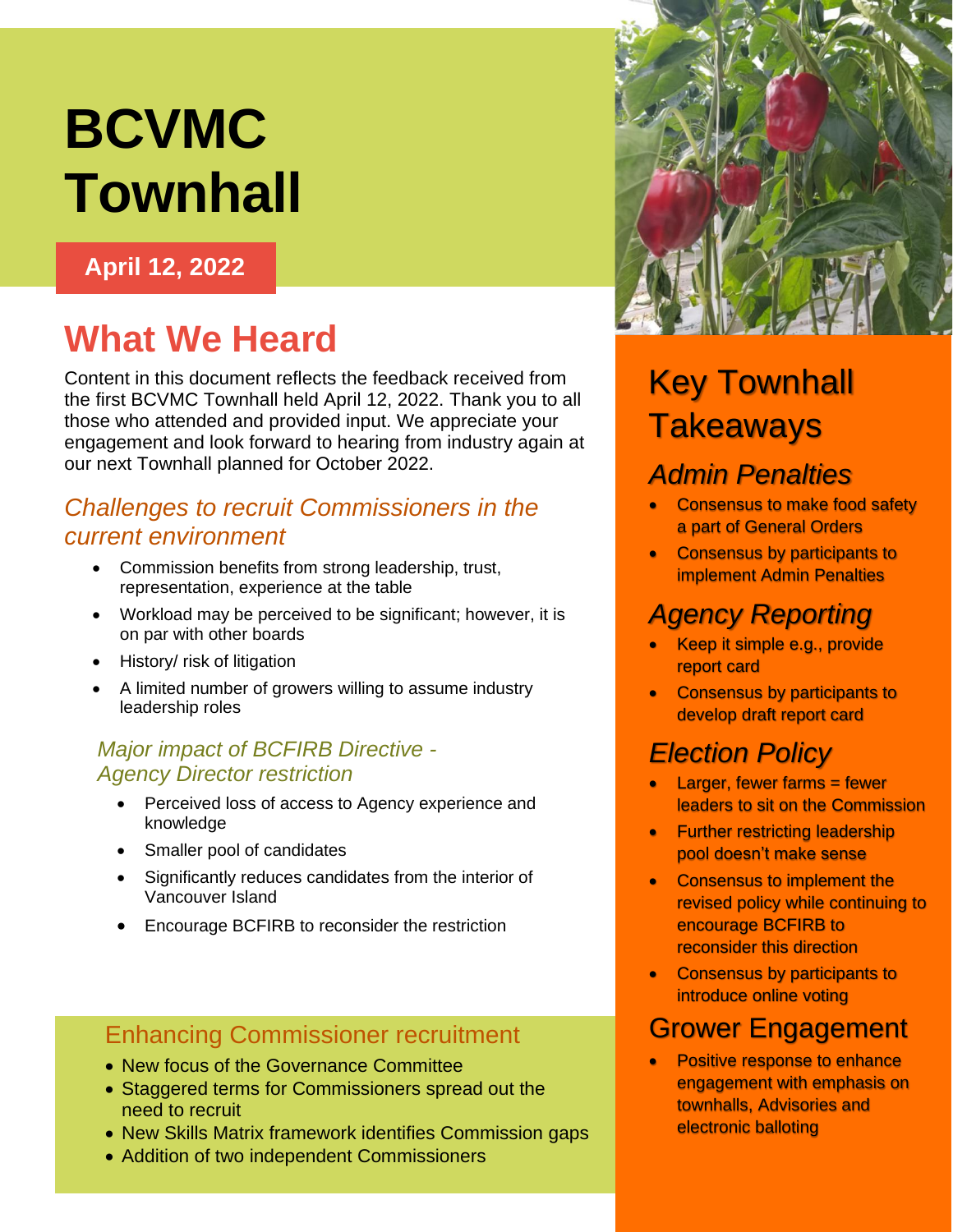# BCVMC Townhall

**April 12, 2022**

## What We Heard

Content in this document reflects the feedback received from the first BCVMC Townhall held April 12, 2022. Thank you to all those who attended and provided input. We appreciate your engagement and look forward to hearing from industry again at our next Townhall planned for October 2022.

### *Challenges to recruit Commissioners in the current environment*

- Commission benefits from strong leadership, trust, representation, experience at the table
- Workload may be perceived to be significant; however, it is on par with other boards
- History/ risk of litigation
- A limited number of growers willing to assume industry leadership roles

#### *Major impact of BCFIRB Directive - Agency Director restriction*

- Perceived loss of access to Agency experience and knowledge
- Smaller pool of candidates
- Significantly reduces candidates from the interior of Vancouver Island
- Encourage BCFIRB to reconsider the restriction

### Enhancing Commissioner recruitment

- New focus of the Governance Committee
- Staggered terms for Commissioners spread out the need to recruit
- New Skills Matrix framework identifies Commission gaps
- Addition of two independent Commissioners

## Key Townhall Takeaways

### *Admin Penalties*

- Consensus to make food safety a part of General Orders
- Consensus by participants to implement Admin Penalties

### *Agency Reporting*

- Keep it simple e.g., provide report card
- Consensus by participants to develop draft report card

### *Election Policy*

- Larger, fewer farms = fewer leaders to sit on the Commission
- Further restricting leadership pool doesn't make sense
- Consensus to implement the revised policy while continuing to encourage BCFIRB to reconsider this direction
- Consensus by participants to introduce online voting

### Grower Engagement

- Positive response to enhance engagement with emphasis on townhalls, Advisories and electronic balloting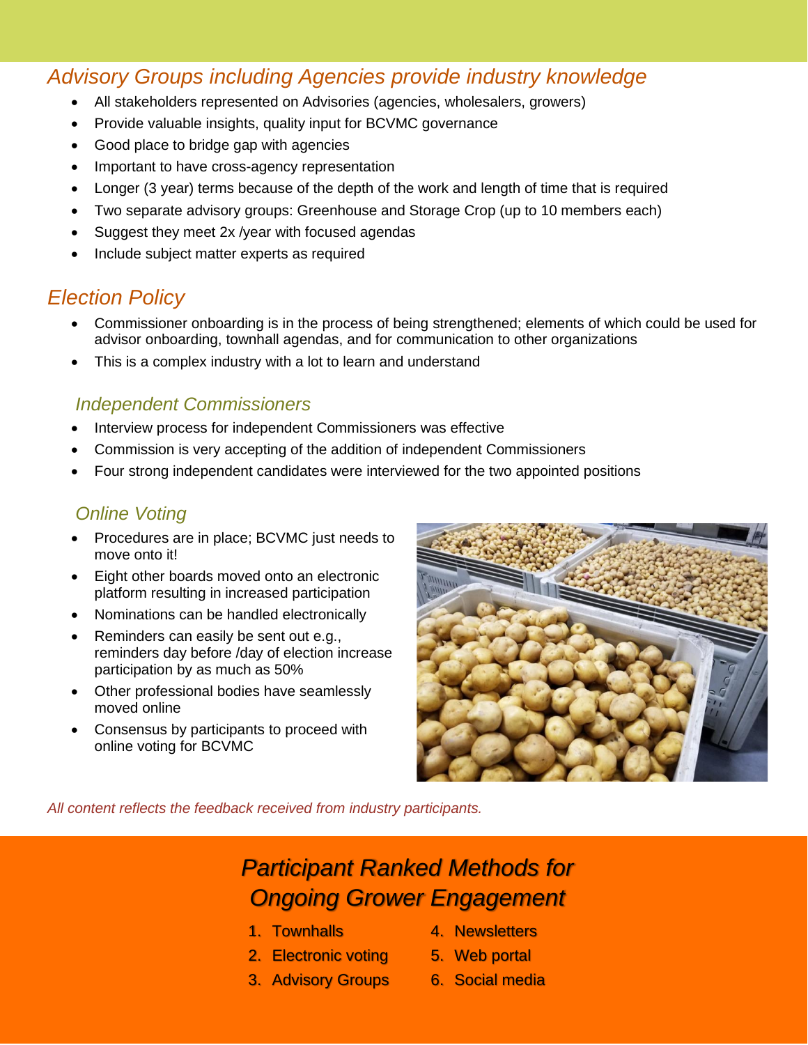## Advisory Groups including Agencies provide industry knowledge

- All stakeholders represented on Advisories (agencies, wholesalers, growers)
- Provide valuable insights, quality input for BCVMC governance
- Good place to bridge gap with agencies
- Important to have cross-agency representation
- Longer (3 year) terms because of the depth of the work and length of time that is required
- Two separate advisory groups: Greenhouse and Storage Crop (up to 10 members each)
- Suggest they meet 2x /year with focused agendas
- Include subject matter experts as required

## Election Policy

- Commissioner onboarding is in the process of being strengthened; elements of which could be used for advisor onboarding, townhall agendas, and for communication to other organizations
- This is a complex industry with a lot to learn and understand

### Independent Commissioners

- Interview process for independent Commissioners was effective
- Commission is very accepting of the addition of independent Commissioners
- Four strong independent candidates were interviewed for the two appointed positions

### Online Voting

- Procedures are in place; BCVMC just needs to move onto it!
- Eight other boards moved onto an electronic platform resulting in increased participation
- Nominations can be handled electronically
- Reminders can easily be sent out e.g., reminders day before /day of election increase participation by as much as 50%
- Other professional bodies have seamlessly moved online
- Consensus by participants to proceed with online voting for BCVMC

*All content reflects the feedback received from industry participants.*

## Participant Ranked Methods for Ongoing Grower Engagement

1. Townhalls
2. Electronic voting
3. Advisory Groups
4. Newsletters
5. Web portal
6. Social media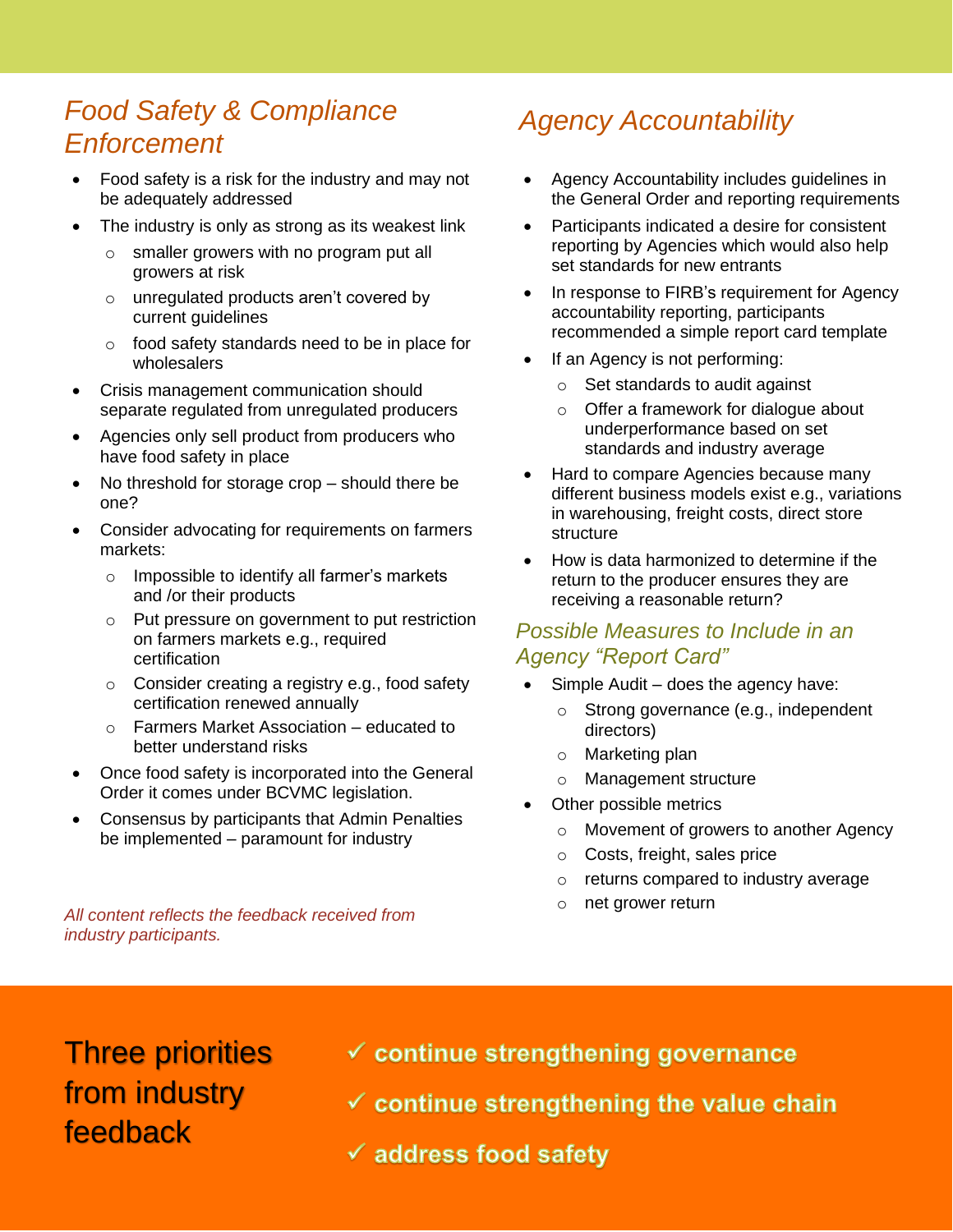## *Food Safety & Compliance Enforcement*

- Food safety is a risk for the industry and may not be adequately addressed
- The industry is only as strong as its weakest link
  - smaller growers with no program put all growers at risk
  - unregulated products aren't covered by current guidelines
  - food safety standards need to be in place for wholesalers
- Crisis management communication should separate regulated from unregulated producers
- Agencies only sell product from producers who have food safety in place
- No threshold for storage crop – should there be one?
- Consider advocating for requirements on farmers markets:
  - Impossible to identify all farmer's markets and /or their products
  - Put pressure on government to put restriction on farmers markets e.g., required certification
  - Consider creating a registry e.g., food safety certification renewed annually
  - Farmers Market Association – educated to better understand risks
- Once food safety is incorporated into the General Order it comes under BCVMC legislation.
- Consensus by participants that Admin Penalties be implemented – paramount for industry

*All content reflects the feedback received from industry participants.*

## *Agency Accountability*

- Agency Accountability includes guidelines in the General Order and reporting requirements
- Participants indicated a desire for consistent reporting by Agencies which would also help set standards for new entrants
- In response to FIRB's requirement for Agency accountability reporting, participants recommended a simple report card template
- If an Agency is not performing:
  - Set standards to audit against
  - Offer a framework for dialogue about underperformance based on set standards and industry average
- Hard to compare Agencies because many different business models exist e.g., variations in warehousing, freight costs, direct store structure
- How is data harmonized to determine if the return to the producer ensures they are receiving a reasonable return?

### *Possible Measures to Include in an Agency "Report Card"*

- Simple Audit – does the agency have:
  - Strong governance (e.g., independent directors)
  - Marketing plan
  - Management structure
- Other possible metrics
  - Movement of growers to another Agency
  - Costs, freight, sales price
  - returns compared to industry average
  - net grower return

## Three priorities from industry feedback

- ✓ **continue strengthening governance**
- ✓ **continue strengthening the value chain**
- ✓ **address food safety**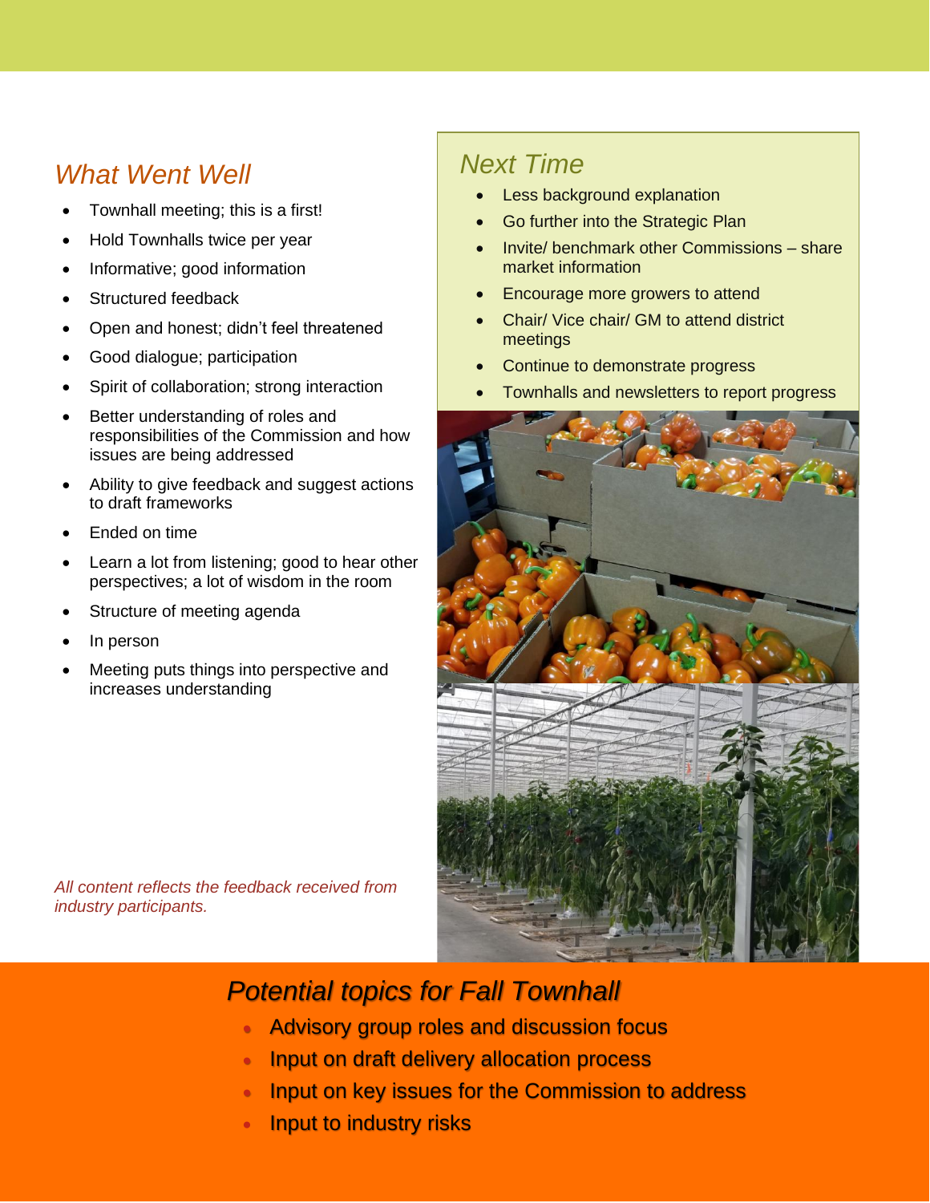## *What Went Well*

- Townhall meeting; this is a first!
- Hold Townhalls twice per year
- Informative; good information
- Structured feedback
- Open and honest; didn't feel threatened
- Good dialogue; participation
- Spirit of collaboration; strong interaction
- Better understanding of roles and responsibilities of the Commission and how issues are being addressed
- Ability to give feedback and suggest actions to draft frameworks
- Ended on time
- Learn a lot from listening; good to hear other perspectives; a lot of wisdom in the room
- Structure of meeting agenda
- In person
- Meeting puts things into perspective and increases understanding

*All content reflects the feedback received from industry participants.*

## *Next Time*

- Less background explanation
- Go further into the Strategic Plan
- Invite/ benchmark other Commissions – share market information
- Encourage more growers to attend
- Chair/ Vice chair/ GM to attend district meetings
- Continue to demonstrate progress
- Townhalls and newsletters to report progress

## *Potential topics for Fall Townhall*

- Advisory group roles and discussion focus
- Input on draft delivery allocation process
- Input on key issues for the Commission to address
- Input to industry risks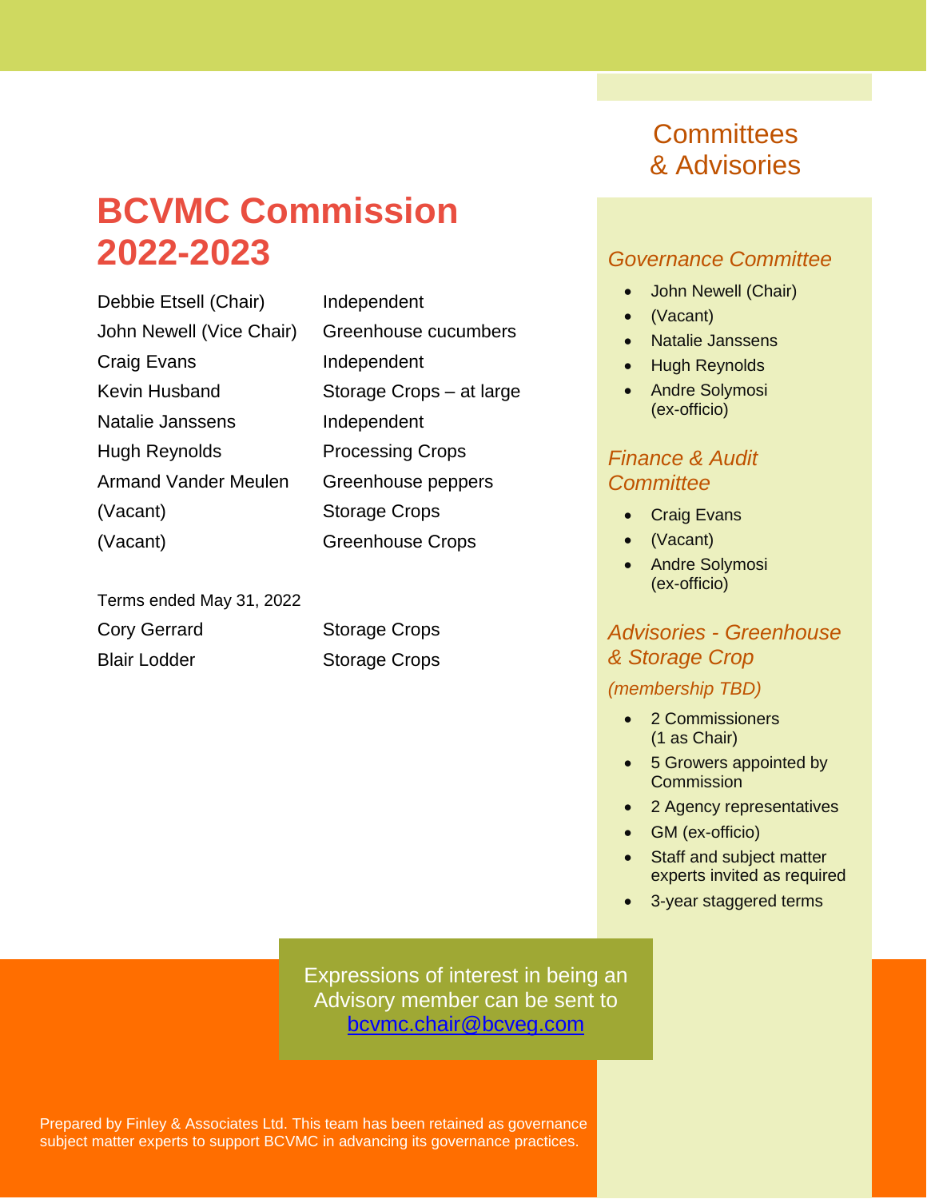# BCVMC Commission 2022-2023

| | |
|---|---|
| Debbie Etsell (Chair) | Independent |
| John Newell (Vice Chair) | Greenhouse cucumbers |
| Craig Evans | Independent |
| Kevin Husband | Storage Crops – at large |
| Natalie Janssens | Independent |
| Hugh Reynolds | Processing Crops |
| Armand Vander Meulen | Greenhouse peppers |
| (Vacant) | Storage Crops |
| (Vacant) | Greenhouse Crops |

Terms ended May 31, 2022

| | |
|---|---|
| Cory Gerrard | Storage Crops |
| Blair Lodder | Storage Crops |

## Committees & Advisories

### *Governance Committee*

- John Newell (Chair)
- (Vacant)
- Natalie Janssens
- Hugh Reynolds
- Andre Solymosi (ex-officio)

### *Finance & Audit Committee*

- Craig Evans
- (Vacant)
- Andre Solymosi (ex-officio)

### *Advisories - Greenhouse & Storage Crop*

*(membership TBD)*

- 2 Commissioners (1 as Chair)
- 5 Growers appointed by Commission
- 2 Agency representatives
- GM (ex-officio)
- Staff and subject matter experts invited as required
- 3-year staggered terms

Expressions of interest in being an Advisory member can be sent to bcvmc.chair@bcveg.com

Prepared by Finley & Associates Ltd. This team has been retained as governance subject matter experts to support BCVMC in advancing its governance practices.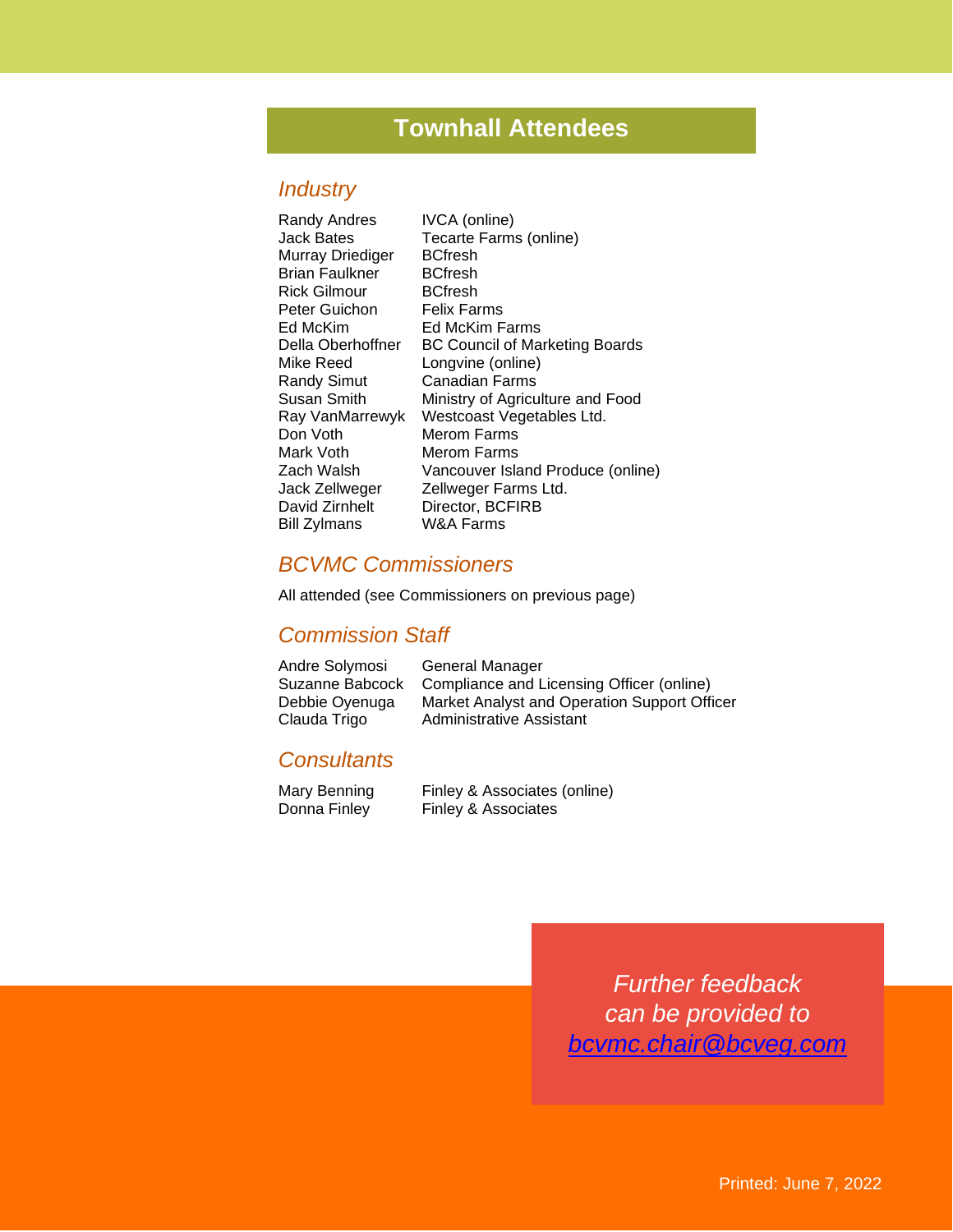## Townhall Attendees

### *Industry*

| | |
|---|---|
| Randy Andres | IVCA (online) |
| Jack Bates | Tecarte Farms (online) |
| Murray Driediger | BCfresh |
| Brian Faulkner | BCfresh |
| Rick Gilmour | BCfresh |
| Peter Guichon | Felix Farms |
| Ed McKim | Ed McKim Farms |
| Della Oberhoffner | BC Council of Marketing Boards |
| Mike Reed | Longvine (online) |
| Randy Simut | Canadian Farms |
| Susan Smith | Ministry of Agriculture and Food |
| Ray VanMarrewyk | Westcoast Vegetables Ltd. |
| Don Voth | Merom Farms |
| Mark Voth | Merom Farms |
| Zach Walsh | Vancouver Island Produce (online) |
| Jack Zellweger | Zellweger Farms Ltd. |
| David Zirnhelt | Director, BCFIRB |
| Bill Zylmans | W&A Farms |

### *BCVMC Commissioners*

All attended (see Commissioners on previous page)

### *Commission Staff*

| | |
|---|---|
| Andre Solymosi | General Manager |
| Suzanne Babcock | Compliance and Licensing Officer (online) |
| Debbie Oyenuga | Market Analyst and Operation Support Officer |
| Clauda Trigo | Administrative Assistant |

### *Consultants*

| | |
|---|---|
| Mary Benning | Finley & Associates (online) |
| Donna Finley | Finley & Associates |

*Further feedback can be provided to [bcvmc.chair@bcveg.com](mailto:bcvmc.chair@bcveg.com)*

Printed: June 7, 2022